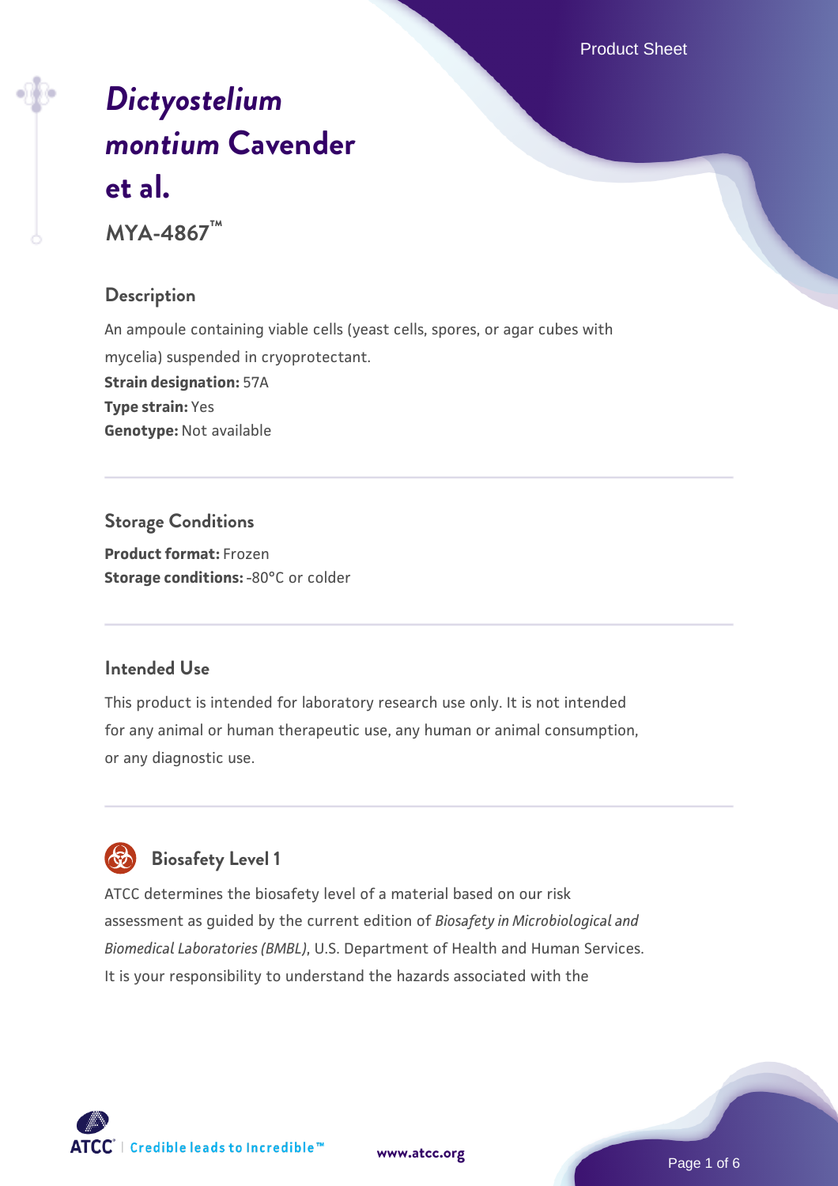# *Dictyostelium montium* Cavender et al.

**MYA-4867™**

## Description

An ampoule containing viable cells (yeast cells, spores, or agar cubes with mycelia) suspended in cryoprotectant.
**Strain designation:** 57A
**Type strain:** Yes
**Genotype:** Not available

## Storage Conditions

**Product format:** Frozen
**Storage conditions:** -80°C or colder

## Intended Use

This product is intended for laboratory research use only. It is not intended for any animal or human therapeutic use, any human or animal consumption, or any diagnostic use.

## Biosafety Level 1

ATCC determines the biosafety level of a material based on our risk assessment as guided by the current edition of *Biosafety in Microbiological and Biomedical Laboratories (BMBL)*, U.S. Department of Health and Human Services. It is your responsibility to understand the hazards associated with the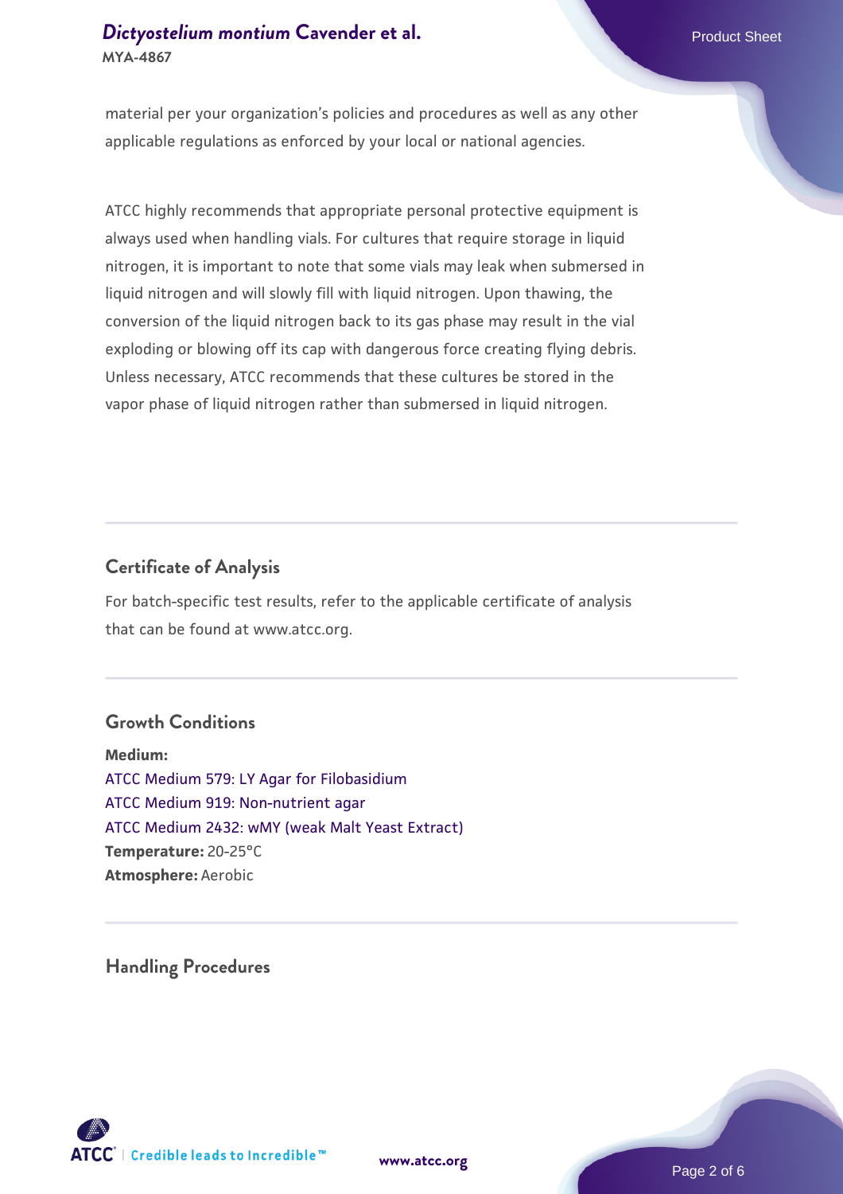material per your organization's policies and procedures as well as any other applicable regulations as enforced by your local or national agencies.

ATCC highly recommends that appropriate personal protective equipment is always used when handling vials. For cultures that require storage in liquid nitrogen, it is important to note that some vials may leak when submersed in liquid nitrogen and will slowly fill with liquid nitrogen. Upon thawing, the conversion of the liquid nitrogen back to its gas phase may result in the vial exploding or blowing off its cap with dangerous force creating flying debris. Unless necessary, ATCC recommends that these cultures be stored in the vapor phase of liquid nitrogen rather than submersed in liquid nitrogen.

## Certificate of Analysis

For batch-specific test results, refer to the applicable certificate of analysis that can be found at www.atcc.org.

## Growth Conditions

**Medium:**
ATCC Medium 579: LY Agar for Filobasidium
ATCC Medium 919: Non-nutrient agar
ATCC Medium 2432: wMY (weak Malt Yeast Extract)
**Temperature:** 20-25°C
**Atmosphere:** Aerobic

## Handling Procedures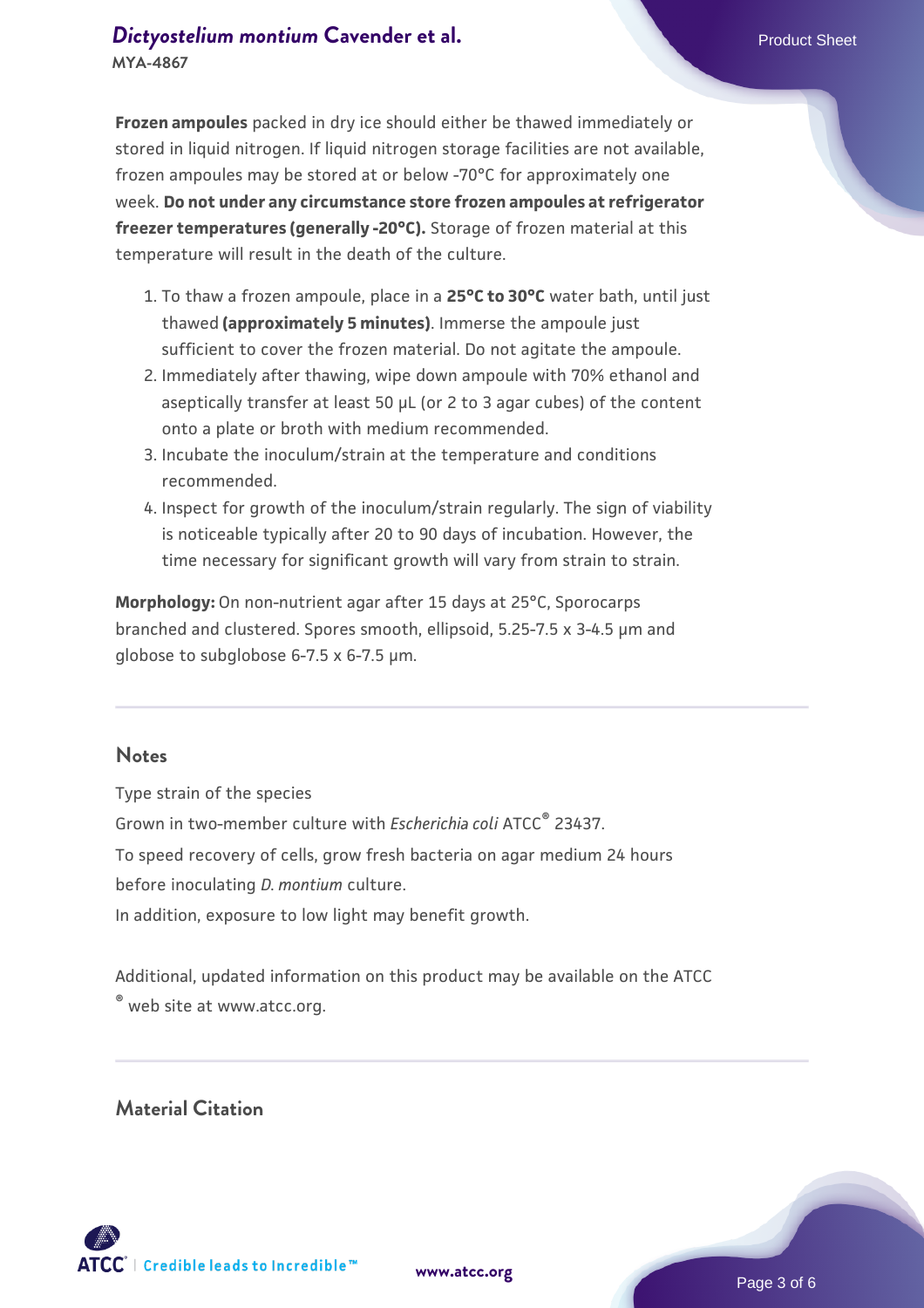**Frozen ampoules** packed in dry ice should either be thawed immediately or stored in liquid nitrogen. If liquid nitrogen storage facilities are not available, frozen ampoules may be stored at or below -70°C for approximately one week. **Do not under any circumstance store frozen ampoules at refrigerator freezer temperatures (generally -20°C).** Storage of frozen material at this temperature will result in the death of the culture.

1. To thaw a frozen ampoule, place in a **25°C to 30°C** water bath, until just thawed **(approximately 5 minutes)**. Immerse the ampoule just sufficient to cover the frozen material. Do not agitate the ampoule.
2. Immediately after thawing, wipe down ampoule with 70% ethanol and aseptically transfer at least 50 µL (or 2 to 3 agar cubes) of the content onto a plate or broth with medium recommended.
3. Incubate the inoculum/strain at the temperature and conditions recommended.
4. Inspect for growth of the inoculum/strain regularly. The sign of viability is noticeable typically after 20 to 90 days of incubation. However, the time necessary for significant growth will vary from strain to strain.

**Morphology:** On non-nutrient agar after 15 days at 25°C, Sporocarps branched and clustered. Spores smooth, ellipsoid, 5.25-7.5 x 3-4.5 µm and globose to subglobose 6-7.5 x 6-7.5 µm.

## Notes

Type strain of the species

Grown in two-member culture with *Escherichia coli* ATCC® 23437.

To speed recovery of cells, grow fresh bacteria on agar medium 24 hours before inoculating *D. montium* culture.

In addition, exposure to low light may benefit growth.

Additional, updated information on this product may be available on the ATCC® web site at www.atcc.org.

## Material Citation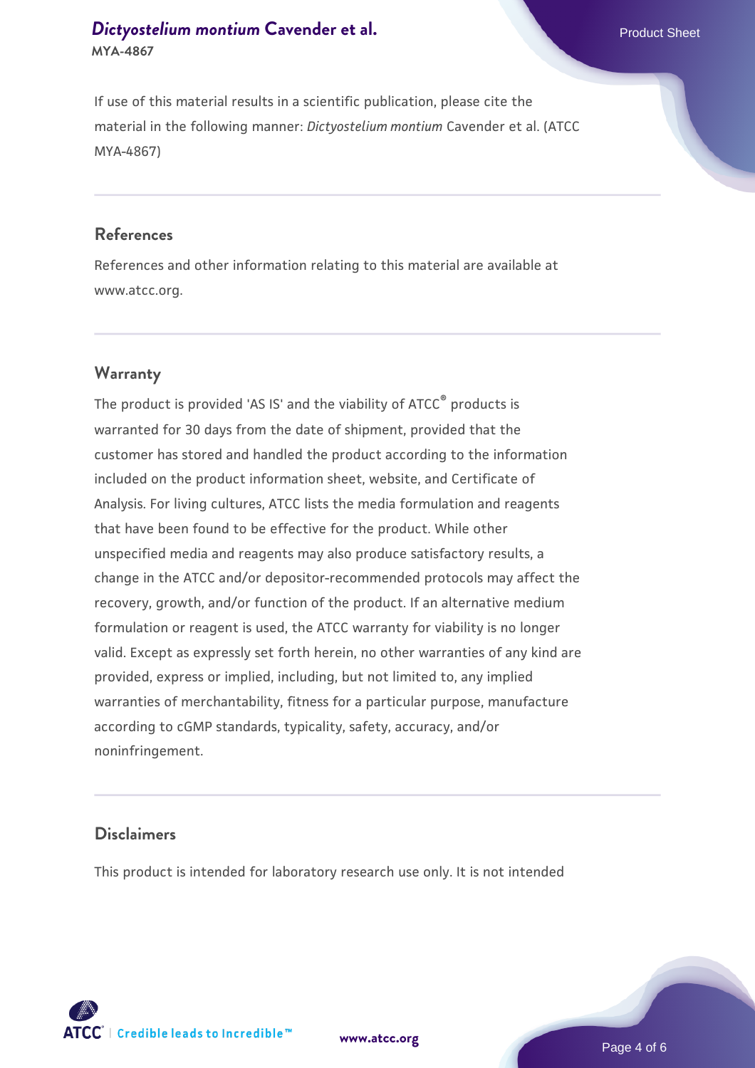If use of this material results in a scientific publication, please cite the material in the following manner: *Dictyostelium montium* Cavender et al. (ATCC MYA-4867)

## References

References and other information relating to this material are available at www.atcc.org.

## Warranty

The product is provided 'AS IS' and the viability of ATCC® products is warranted for 30 days from the date of shipment, provided that the customer has stored and handled the product according to the information included on the product information sheet, website, and Certificate of Analysis. For living cultures, ATCC lists the media formulation and reagents that have been found to be effective for the product. While other unspecified media and reagents may also produce satisfactory results, a change in the ATCC and/or depositor-recommended protocols may affect the recovery, growth, and/or function of the product. If an alternative medium formulation or reagent is used, the ATCC warranty for viability is no longer valid. Except as expressly set forth herein, no other warranties of any kind are provided, express or implied, including, but not limited to, any implied warranties of merchantability, fitness for a particular purpose, manufacture according to cGMP standards, typicality, safety, accuracy, and/or noninfringement.

## Disclaimers

This product is intended for laboratory research use only. It is not intended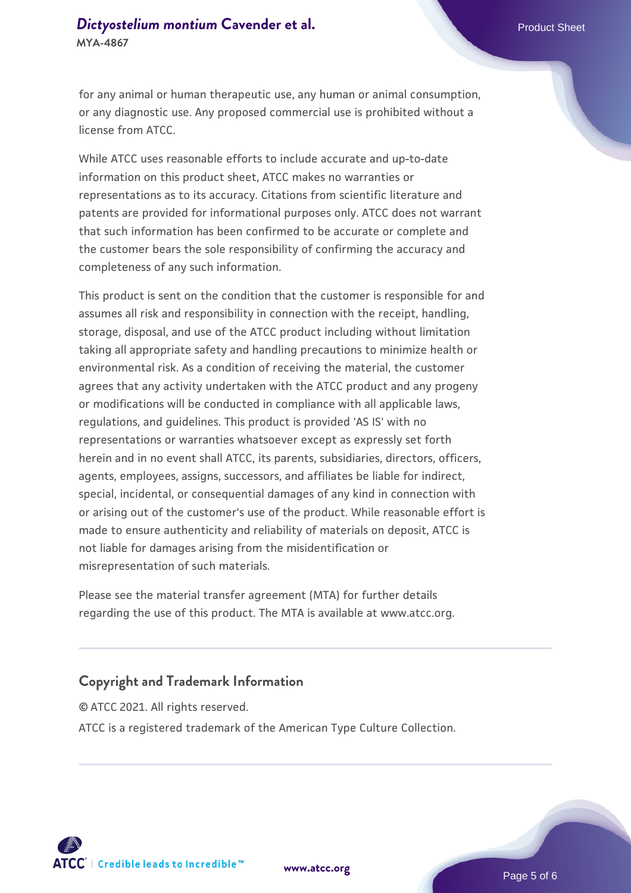for any animal or human therapeutic use, any human or animal consumption, or any diagnostic use. Any proposed commercial use is prohibited without a license from ATCC.

While ATCC uses reasonable efforts to include accurate and up-to-date information on this product sheet, ATCC makes no warranties or representations as to its accuracy. Citations from scientific literature and patents are provided for informational purposes only. ATCC does not warrant that such information has been confirmed to be accurate or complete and the customer bears the sole responsibility of confirming the accuracy and completeness of any such information.

This product is sent on the condition that the customer is responsible for and assumes all risk and responsibility in connection with the receipt, handling, storage, disposal, and use of the ATCC product including without limitation taking all appropriate safety and handling precautions to minimize health or environmental risk. As a condition of receiving the material, the customer agrees that any activity undertaken with the ATCC product and any progeny or modifications will be conducted in compliance with all applicable laws, regulations, and guidelines. This product is provided 'AS IS' with no representations or warranties whatsoever except as expressly set forth herein and in no event shall ATCC, its parents, subsidiaries, directors, officers, agents, employees, assigns, successors, and affiliates be liable for indirect, special, incidental, or consequential damages of any kind in connection with or arising out of the customer's use of the product. While reasonable effort is made to ensure authenticity and reliability of materials on deposit, ATCC is not liable for damages arising from the misidentification or misrepresentation of such materials.

Please see the material transfer agreement (MTA) for further details regarding the use of this product. The MTA is available at www.atcc.org.

## Copyright and Trademark Information

© ATCC 2021. All rights reserved.

ATCC is a registered trademark of the American Type Culture Collection.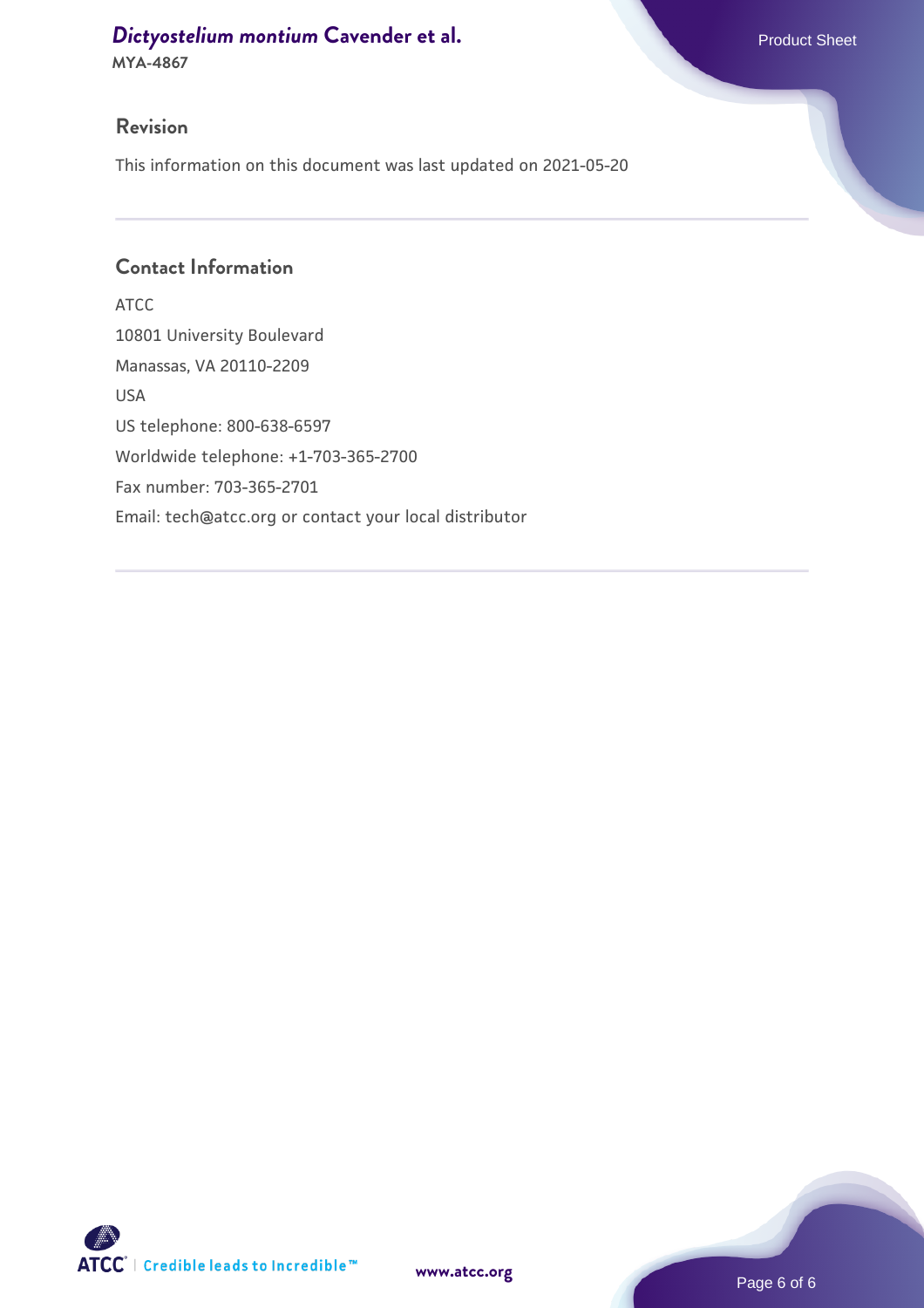## Revision

This information on this document was last updated on 2021-05-20

## Contact Information

ATCC
10801 University Boulevard
Manassas, VA 20110-2209
USA
US telephone: 800-638-6597
Worldwide telephone: +1-703-365-2700
Fax number: 703-365-2701
Email: tech@atcc.org or contact your local distributor